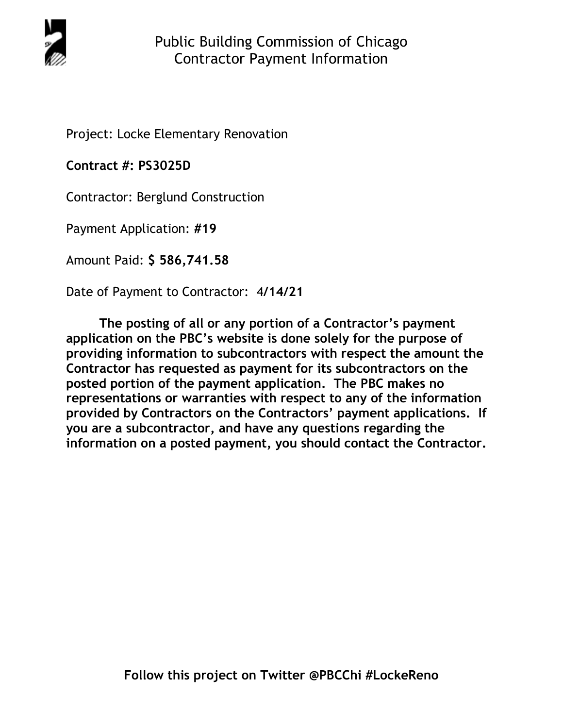# Public Building Commission of Chicago
## Contractor Payment Information

Project: Locke Elementary Renovation

**Contract #: PS3025D**

Contractor: Berglund Construction

Payment Application: **#19**

Amount Paid: **$ 586,741.58**

Date of Payment to Contractor: 4**/14/21**

**The posting of all or any portion of a Contractor's payment application on the PBC's website is done solely for the purpose of providing information to subcontractors with respect the amount the Contractor has requested as payment for its subcontractors on the posted portion of the payment application. The PBC makes no representations or warranties with respect to any of the information provided by Contractors on the Contractors' payment applications. If you are a subcontractor, and have any questions regarding the information on a posted payment, you should contact the Contractor.**

**Follow this project on Twitter @PBCChi #LockeReno**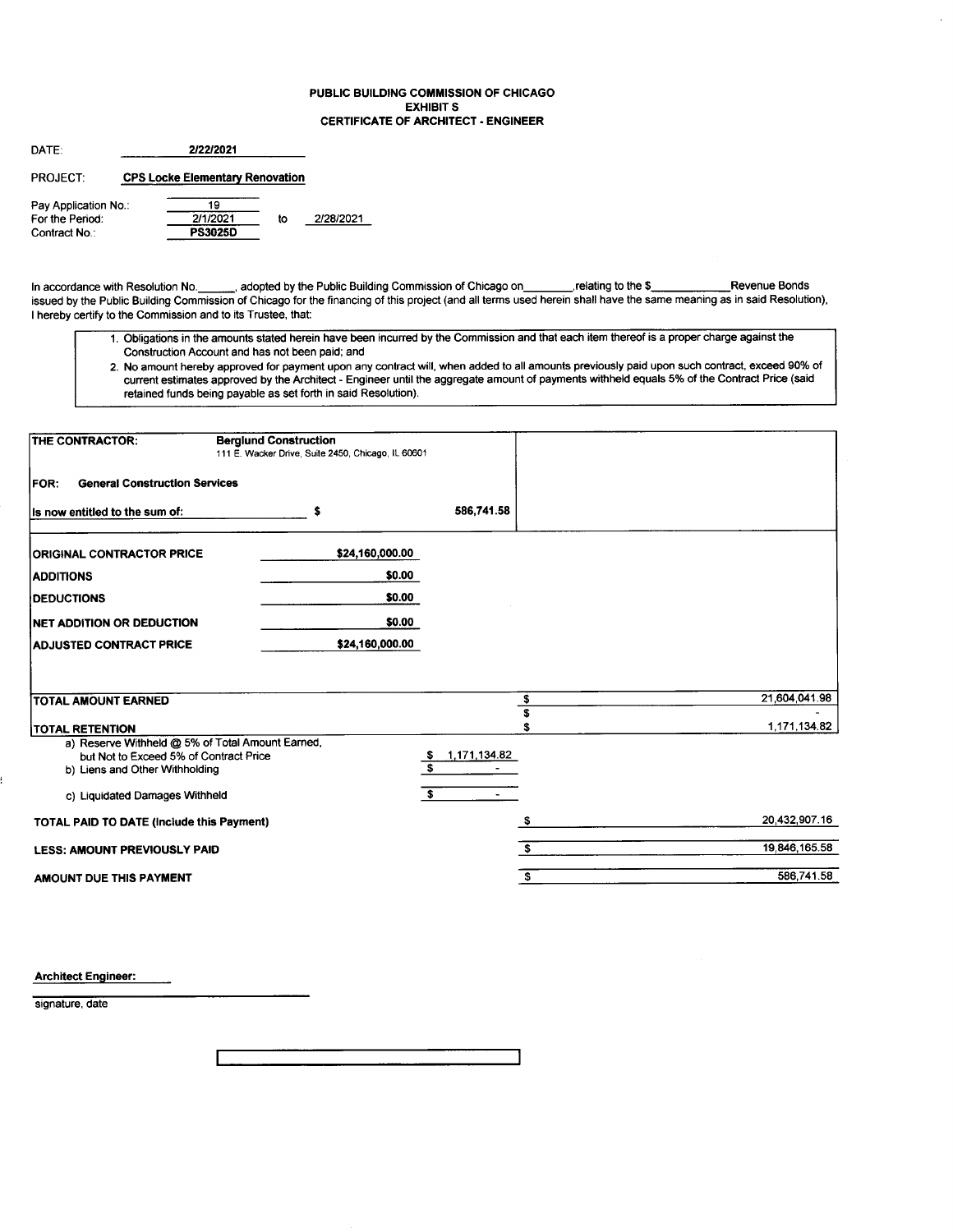**PUBLIC BUILDING COMMISSION OF CHICAGO**
**EXHIBIT S**
**CERTIFICATE OF ARCHITECT - ENGINEER**

DATE: **2/22/2021**

PROJECT: **CPS Locke Elementary Renovation**

Pay Application No.: 19
For the Period: 2/1/2021 to 2/28/2021
Contract No.: **PS3025D**

In accordance with Resolution No.______, adopted by the Public Building Commission of Chicago on________,relating to the $____________Revenue Bonds issued by the Public Building Commission of Chicago for the financing of this project (and all terms used herein shall have the same meaning as in said Resolution), I hereby certify to the Commission and to its Trustee, that:

1. Obligations in the amounts stated herein have been incurred by the Commission and that each item thereof is a proper charge against the Construction Account and has not been paid; and
2. No amount hereby approved for payment upon any contract will, when added to all amounts previously paid upon such contract, exceed 90% of current estimates approved by the Architect - Engineer until the aggregate amount of payments withheld equals 5% of the Contract Price (said retained funds being payable as set forth in said Resolution).

**THE CONTRACTOR:** **Berglund Construction**
111 E. Wacker Drive, Suite 2450, Chicago, IL 60601

**FOR: General Construction Services**

**Is now entitled to the sum of:** $ **586,741.58**

| | |
|---|---|
| **ORIGINAL CONTRACTOR PRICE** | **$24,160,000.00** |
| **ADDITIONS** | **$0.00** |
| **DEDUCTIONS** | **$0.00** |
| **NET ADDITION OR DEDUCTION** | **$0.00** |
| **ADJUSTED CONTRACT PRICE** | **$24,160,000.00** |

| | | |
|---|---|---|
| **TOTAL AMOUNT EARNED** | | $ 21,604,041.98 |
| | | $ - |
| **TOTAL RETENTION** | | $ 1,171,134.82 |
| a) Reserve Withheld @ 5% of Total Amount Earned, but Not to Exceed 5% of Contract Price | $ 1,171,134.82 | |
| b) Liens and Other Withholding | $ - | |
| c) Liquidated Damages Withheld | $ - | |
| **TOTAL PAID TO DATE (Include this Payment)** | | $ 20,432,907.16 |
| **LESS: AMOUNT PREVIOUSLY PAID** | | $ 19,846,165.58 |
| **AMOUNT DUE THIS PAYMENT** | | $ 586,741.58 |

**Architect Engineer:**

______________________________
signature, date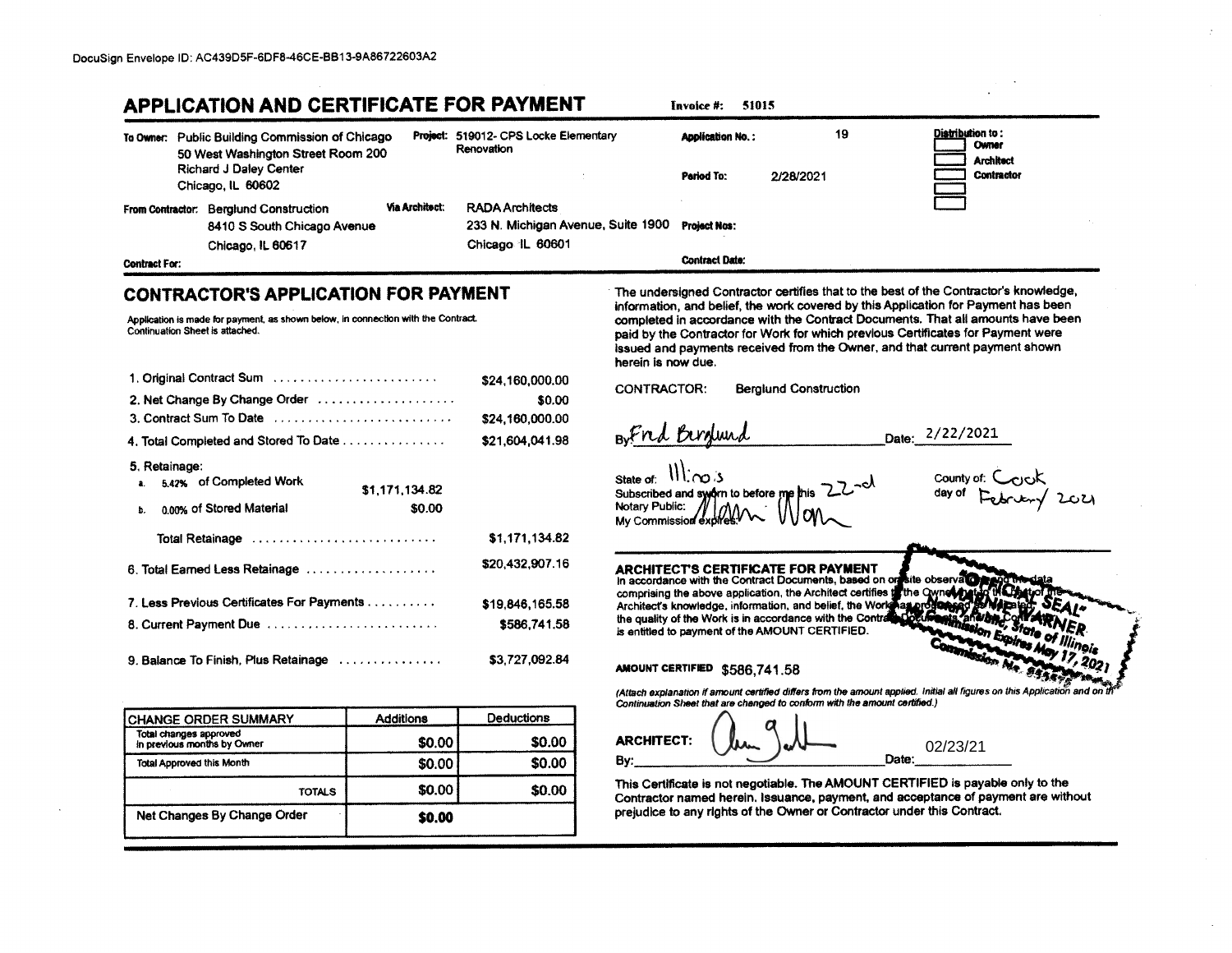DocuSign Envelope ID: AC439D5F-6DF8-46CE-BB13-9A86722603A2

# APPLICATION AND CERTIFICATE FOR PAYMENT

**Invoice #:** 51015

**To Owner:** Public Building Commission of Chicago
50 West Washington Street Room 200
Richard J Daley Center
Chicago, IL 60602

**Project:** 519012- CPS Locke Elementary Renovation

**Application No.:** 19

**Period To:** 2/28/2021

**Distribution to:**
- Owner
- Architect
- Contractor

**From Contractor:** Berglund Construction
8410 S South Chicago Avenue
Chicago, IL 60617

**Via Architect:** RADA Architects
233 N. Michigan Avenue, Suite 1900
Chicago IL 60601

**Project Nos:**

**Contract Date:**

**Contract For:**

## CONTRACTOR'S APPLICATION FOR PAYMENT

Application is made for payment, as shown below, in connection with the Contract. Continuation Sheet is attached.

| | | |
|---|---|---|
| 1. Original Contract Sum | | $24,160,000.00 |
| 2. Net Change By Change Order | | $0.00 |
| 3. Contract Sum To Date | | $24,160,000.00 |
| 4. Total Completed and Stored To Date | | $21,604,041.98 |
| 5. Retainage: | | |
| a. 5.42% of Completed Work | $1,171,134.82 | |
| b. 0.00% of Stored Material | $0.00 | |
| Total Retainage | | $1,171,134.82 |
| 6. Total Earned Less Retainage | | $20,432,907.16 |
| 7. Less Previous Certificates For Payments | | $19,846,165.58 |
| 8. Current Payment Due | | $586,741.58 |
| 9. Balance To Finish, Plus Retainage | | $3,727,092.84 |

| CHANGE ORDER SUMMARY | Additions | Deductions |
|---|---|---|
| Total changes approved in previous months by Owner | $0.00 | $0.00 |
| Total Approved this Month | $0.00 | $0.00 |
| TOTALS | $0.00 | $0.00 |
| Net Changes By Change Order | $0.00 | |

The undersigned Contractor certifies that to the best of the Contractor's knowledge, information, and belief, the work covered by this Application for Payment has been completed in accordance with the Contract Documents. That all amounts have been paid by the Contractor for Work for which previous Certificates for Payment were issued and payments received from the Owner, and that current payment shown herein is now due.

CONTRACTOR: Berglund Construction

By: Fred Berglund    Date: 2/22/2021

State of: Illinois    County of: Cook
Subscribed and sworn to before me this 22-nd day of February 2021
Notary Public: [signature]
My Commission expires:

"OFFICIAL SEAL" ... Warner, Notary Public, State of Illinois, Commission Expires May 17, 2021, Commission No. ...

## ARCHITECT'S CERTIFICATE FOR PAYMENT

In accordance with the Contract Documents, based on on-site observations and the data comprising the above application, the Architect certifies to the Owner that to the best of the Architect's knowledge, information, and belief, the Work has progressed as indicated, the quality of the Work is in accordance with the Contract Documents, and the Contractor is entitled to payment of the AMOUNT CERTIFIED.

**AMOUNT CERTIFIED** $586,741.58

*(Attach explanation if amount certified differs from the amount applied. Initial all figures on this Application and on the Continuation Sheet that are changed to conform with the amount certified.)*

**ARCHITECT:** [signature]

By: ______    Date: 02/23/21

This Certificate is not negotiable. The AMOUNT CERTIFIED is payable only to the Contractor named herein. Issuance, payment, and acceptance of payment are without prejudice to any rights of the Owner or Contractor under this Contract.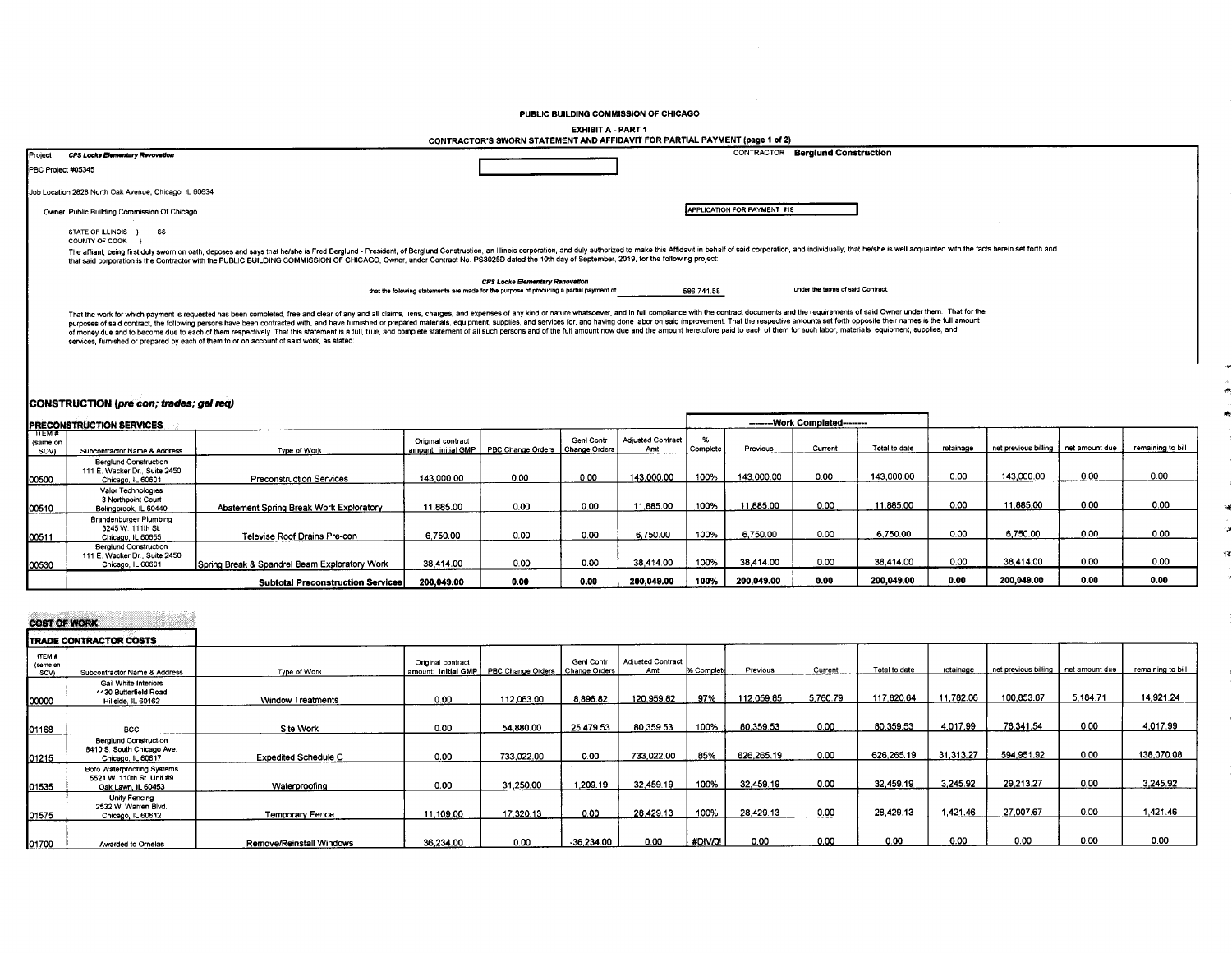**PUBLIC BUILDING COMMISSION OF CHICAGO**

**EXHIBIT A - PART 1**

**CONTRACTOR'S SWORN STATEMENT AND AFFIDAVIT FOR PARTIAL PAYMENT (page 1 of 2)**

Project *CPS Locke Elementary Renovation*

CONTRACTOR **Berglund Construction**

PBC Project #05345

Job Location 2828 North Oak Avenue, Chicago, IL 60634

Owner Public Building Commission Of Chicago

APPLICATION FOR PAYMENT #19

STATE OF ILLINOIS } SS
COUNTY OF COOK }

The affiant, being first duly sworn on oath, deposes and says that he/she is Fred Berglund - President, of Berglund Construction, an Illinois corporation, and duly authorized to make this Affidavit in behalf of said corporation, and individually; that he/she is well acquainted with the facts herein set forth and that said corporation is the Contractor with the PUBLIC BUILDING COMMISSION OF CHICAGO, Owner, under Contract No. PS3025D dated the 10th day of September, 2019, for the following project:

*CPS Locke Elementary Renovation*

that the following statements are made for the purpose of procuring a partial payment of 586,741.58 under the terms of said Contract;

That the work for which payment is requested has been completed, free and clear of any and all claims, liens, charges, and expenses of any kind or nature whatsoever, and in full compliance with the contract documents and the requirements of said Owner under them. That for the purposes of said contract, the following persons have been contracted with, and have furnished or prepared materials, equipment, supplies, and services for, and having done labor on said improvement. That the respective amounts set forth opposite their names is the full amount of money due and to become due to each of them respectively. That this statement is a full, true, and complete statement of all such persons and of the full amount now due and the amount heretofore paid to each of them for such labor, materials, equipment, supplies, and services, furnished or prepared by each of them to or on account of said work, as stated:

## CONSTRUCTION (*pre con; trades; gel req*)

### PRECONSTRUCTION SERVICES

| ITEM # (same on SOV) | Subcontractor Name & Address | Type of Work | Original contract amount: initial GMP | PBC Change Orders | Genl Contr Change Orders | Adjusted Contract Amt | % Complete | Work Completed: Previous | Work Completed: Current | Work Completed: Total to date | retainage | net previous billing | net amount due | remaining to bill |
|---|---|---|---|---|---|---|---|---|---|---|---|---|---|---|
| 00500 | Berglund Construction 111 E. Wacker Dr., Suite 2450 Chicago, IL 60601 | Preconstruction Services | 143,000.00 | 0.00 | 0.00 | 143,000.00 | 100% | 143,000.00 | 0.00 | 143,000.00 | 0.00 | 143,000.00 | 0.00 | 0.00 |
| 00510 | Valor Technologies 3 Northpoint Court Bolingbrook, IL 60440 | Abatement Spring Break Work Exploratory | 11,885.00 | 0.00 | 0.00 | 11,885.00 | 100% | 11,885.00 | 0.00 | 11,885.00 | 0.00 | 11,885.00 | 0.00 | 0.00 |
| 00511 | Brandenburger Plumbing 3245 W. 111th St. Chicago, IL 60655 | Televise Roof Drains Pre-con | 6,750.00 | 0.00 | 0.00 | 6,750.00 | 100% | 6,750.00 | 0.00 | 6,750.00 | 0.00 | 6,750.00 | 0.00 | 0.00 |
| 00530 | Berglund Construction 111 E. Wacker Dr., Suite 2450 Chicago, IL 60601 | Spring Break & Spandrel Beam Exploratory Work | 38,414.00 | 0.00 | 0.00 | 38,414.00 | 100% | 38,414.00 | 0.00 | 38,414.00 | 0.00 | 38,414.00 | 0.00 | 0.00 |
| | | **Subtotal Preconstruction Services** | **200,049.00** | **0.00** | **0.00** | **200,049.00** | **100%** | **200,049.00** | **0.00** | **200,049.00** | **0.00** | **200,049.00** | **0.00** | **0.00** |

### COST OF WORK

#### TRADE CONTRACTOR COSTS

| ITEM # (same on SOV) | Subcontractor Name & Address | Type of Work | Original contract amount: initial GMP | PBC Change Orders | Genl Contr Change Orders | Adjusted Contract Amt | % Complete | Previous | Current | Total to date | retainage | net previous billing | net amount due | remaining to bill |
|---|---|---|---|---|---|---|---|---|---|---|---|---|---|---|
| 00000 | Gail White Interiors 4430 Butterfield Road Hillside, IL 60162 | Window Treatments | 0.00 | 112,063.00 | 8,896.82 | 120,959.82 | 97% | 112,059.85 | 5,760.79 | 117,820.64 | 11,782.06 | 100,853.67 | 5,184.71 | 14,921.24 |
| 01168 | BCC | Site Work | 0.00 | 54,880.00 | 25,479.53 | 80,359.53 | 100% | 80,359.53 | 0.00 | 80,359.53 | 4,017.99 | 76,341.54 | 0.00 | 4,017.99 |
| 01215 | Berglund Construction 8410 S. South Chicago Ave. Chicago, IL 60617 | Expedited Schedule C | 0.00 | 733,022.00 | 0.00 | 733,022.00 | 85% | 626,265.19 | 0.00 | 626,265.19 | 31,313.27 | 594,951.92 | 0.00 | 138,070.08 |
| 01535 | Bofo Waterproofing Systems 5521 W. 110th St. Unit #9 Oak Lawn, IL 60453 | Waterproofing | 0.00 | 31,250.00 | 1,209.19 | 32,459.19 | 100% | 32,459.19 | 0.00 | 32,459.19 | 3,245.92 | 29,213.27 | 0.00 | 3,245.92 |
| 01575 | Unity Fencing 2532 W. Warren Blvd. Chicago, IL 60612 | Temporary Fence | 11,109.00 | 17,320.13 | 0.00 | 28,429.13 | 100% | 28,429.13 | 0.00 | 28,429.13 | 1,421.46 | 27,007.67 | 0.00 | 1,421.46 |
| 01700 | Awarded to Ornelas | Remove/Reinstall Windows | 36,234.00 | 0.00 | -36,234.00 | 0.00 | #DIV/0! | 0.00 | 0.00 | 0.00 | 0.00 | 0.00 | 0.00 | 0.00 |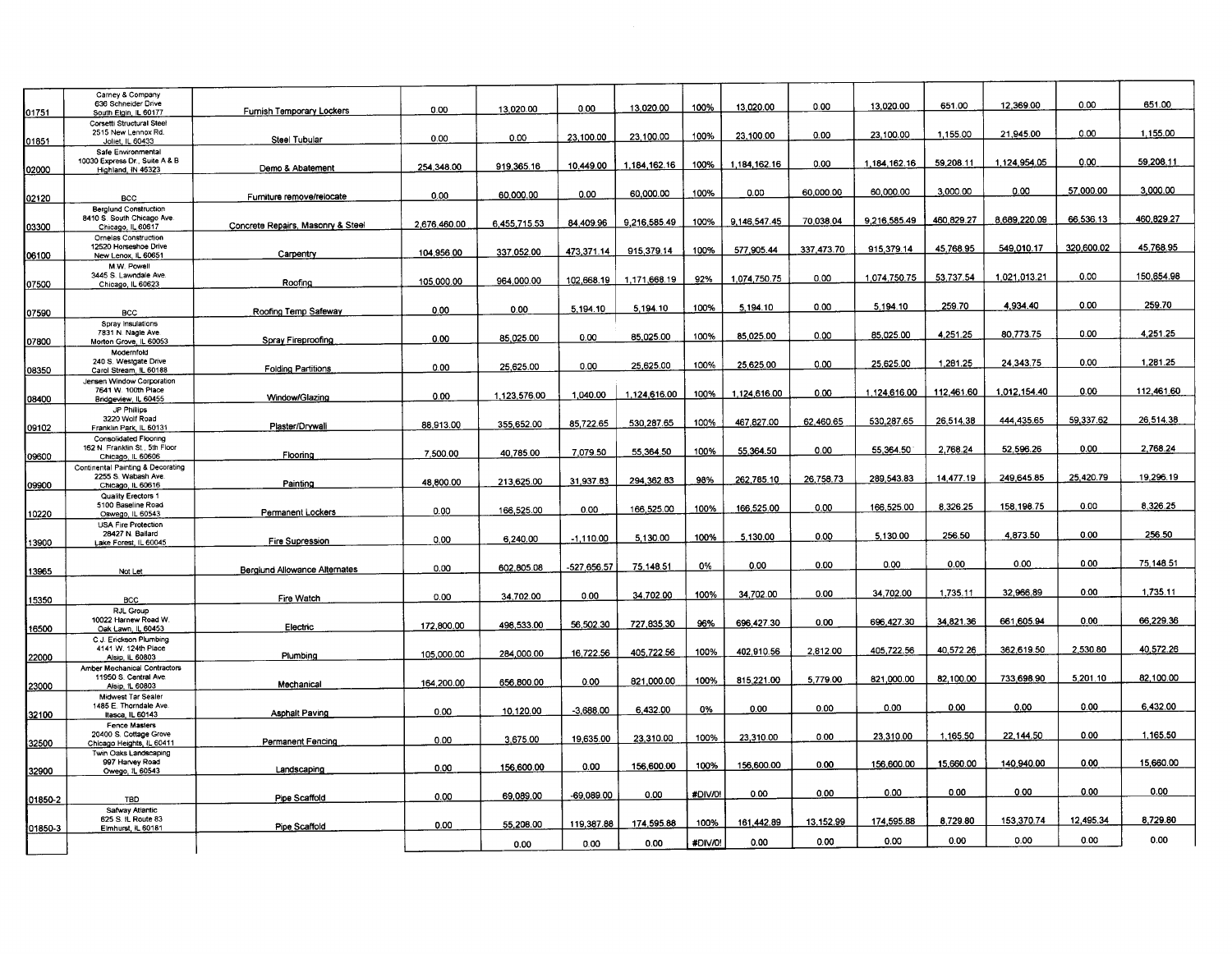| | | | | | | | | | | | | | | |
|---|---|---|---|---|---|---|---|---|---|---|---|---|---|---|
| 01751 | Carney & Company 636 Schneider Drive South Elgin, IL 60177 | Furnish Temporary Lockers | 0.00 | 13,020.00 | 0.00 | 13,020.00 | 100% | 13,020.00 | 0.00 | 13,020.00 | 651.00 | 12,369.00 | 0.00 | 651.00 |
| 01651 | Corsetti Structural Steel 2515 New Lennox Rd. Joliet, IL 60433 | Steel Tubular | 0.00 | 0.00 | 23,100.00 | 23,100.00 | 100% | 23,100.00 | 0.00 | 23,100.00 | 1,155.00 | 21,945.00 | 0.00 | 1,155.00 |
| 02000 | Safe Environmental 10030 Express Dr., Suite A & B Highland, IN 46323 | Demo & Abatement | 254,348.00 | 919,365.16 | 10,449.00 | 1,184,162.16 | 100% | 1,184,162.16 | 0.00 | 1,184,162.16 | 59,208.11 | 1,124,954.05 | 0.00 | 59,208.11 |
| 02120 | BCC | Furniture remove/relocate | 0.00 | 60,000.00 | 0.00 | 60,000.00 | 100% | 0.00 | 60,000.00 | 60,000.00 | 3,000.00 | 0.00 | 57,000.00 | 3,000.00 |
| 03300 | Berglund Construction 8410 S. South Chicago Ave. Chicago, IL 60617 | Concrete Repairs, Masonry & Steel | 2,676,460.00 | 6,455,715.53 | 84,409.96 | 9,216,585.49 | 100% | 9,146,547.45 | 70,038.04 | 9,216,585.49 | 460,829.27 | 8,689,220.09 | 66,536.13 | 460,829.27 |
| 06100 | Ornelas Construction 12520 Horseshoe Drive New Lenox, IL 60451 | Carpentry | 104,956.00 | 337,052.00 | 473,371.14 | 915,379.14 | 100% | 577,905.44 | 337,473.70 | 915,379.14 | 45,768.95 | 549,010.17 | 320,600.02 | 45,768.95 |
| 07500 | M.W. Powell 3445 S. Lawndale Ave. Chicago, IL 60623 | Roofing | 105,000.00 | 964,000.00 | 102,668.19 | 1,171,668.19 | 92% | 1,074,750.75 | 0.00 | 1,074,750.75 | 53,737.54 | 1,021,013.21 | 0.00 | 150,654.98 |
| 07590 | BCC | Roofing Temp Safeway | 0.00 | 0.00 | 5,194.10 | 5,194.10 | 100% | 5,194.10 | 0.00 | 5,194.10 | 259.70 | 4,934.40 | 0.00 | 259.70 |
| 07800 | Spray Insulations 7831 N. Nagle Ave. Morton Grove, IL 60053 | Spray Fireproofing | 0.00 | 85,025.00 | 0.00 | 85,025.00 | 100% | 85,025.00 | 0.00 | 85,025.00 | 4,251.25 | 80,773.75 | 0.00 | 4,251.25 |
| 08350 | Modernfold 240 S. Westgate Drive Carol Stream, IL 60188 | Folding Partitions | 0.00 | 25,625.00 | 0.00 | 25,625.00 | 100% | 25,625.00 | 0.00 | 25,625.00 | 1,281.25 | 24,343.75 | 0.00 | 1,281.25 |
| 08400 | Jensen Window Corporation 7641 W. 100th Place Bridgeview, IL 60455 | Window/Glazing | 0.00 | 1,123,576.00 | 1,040.00 | 1,124,616.00 | 100% | 1,124,616.00 | 0.00 | 1,124,616.00 | 112,461.60 | 1,012,154.40 | 0.00 | 112,461.60 |
| 09102 | JP Phillips 3220 Wolf Road Franklin Park, IL 60131 | Plaster/Drywall | 88,913.00 | 355,652.00 | 85,722.65 | 530,287.65 | 100% | 467,827.00 | 62,460.65 | 530,287.65 | 26,514.38 | 444,435.65 | 59,337.62 | 26,514.38 |
| 09600 | Consolidated Flooring 162 N. Franklin St., 5th Floor Chicago, IL 60606 | Flooring | 7,500.00 | 40,785.00 | 7,079.50 | 55,364.50 | 100% | 55,364.50 | 0.00 | 55,364.50 | 2,768.24 | 52,596.26 | 0.00 | 2,768.24 |
| 09900 | Continental Painting & Decorating 2255 S. Wabash Ave. Chicago, IL 60616 | Painting | 48,800.00 | 213,625.00 | 31,937.83 | 294,362.83 | 98% | 262,785.10 | 26,758.73 | 289,543.83 | 14,477.19 | 249,645.85 | 25,420.79 | 19,296.19 |
| 10220 | Quality Erectors 1 5100 Baseline Road Oswego, IL 60543 | Permanent Lockers | 0.00 | 166,525.00 | 0.00 | 166,525.00 | 100% | 166,525.00 | 0.00 | 166,525.00 | 8,326.25 | 158,198.75 | 0.00 | 8,326.25 |
| 13900 | USA Fire Protection 28427 N. Ballard Lake Forest, IL 60045 | Fire Supression | 0.00 | 6,240.00 | -1,110.00 | 5,130.00 | 100% | 5,130.00 | 0.00 | 5,130.00 | 256.50 | 4,873.50 | 0.00 | 256.50 |
| 13965 | Not Let | Berglund Allowance Alternates | 0.00 | 602,805.08 | -527,656.57 | 75,148.51 | 0% | 0.00 | 0.00 | 0.00 | 0.00 | 0.00 | 0.00 | 75,148.51 |
| 15350 | BCC | Fire Watch | 0.00 | 34,702.00 | 0.00 | 34,702.00 | 100% | 34,702.00 | 0.00 | 34,702.00 | 1,735.11 | 32,966.89 | 0.00 | 1,735.11 |
| 16500 | RJL Group 10022 Harnew Road W. Oak Lawn, IL 60453 | Electric | 172,800.00 | 498,533.00 | 56,502.30 | 727,835.30 | 96% | 696,427.30 | 0.00 | 696,427.30 | 34,821.36 | 661,605.94 | 0.00 | 66,229.36 |
| 22000 | C.J. Erickson Plumbing 4141 W. 124th Place Alsip, IL 60803 | Plumbing | 105,000.00 | 284,000.00 | 16,722.56 | 405,722.56 | 100% | 402,910.56 | 2,812.00 | 405,722.56 | 40,572.26 | 362,619.50 | 2,530.80 | 40,572.26 |
| 23000 | Amber Mechanical Contractors 11950 S. Central Ave. Alsip, IL 60803 | Mechanical | 164,200.00 | 656,800.00 | 0.00 | 821,000.00 | 100% | 815,221.00 | 5,779.00 | 821,000.00 | 82,100.00 | 733,698.90 | 5,201.10 | 82,100.00 |
| 32100 | Midwest Tar Sealer 1485 E. Thorndale Ave. Itasca, IL 60143 | Asphalt Paving | 0.00 | 10,120.00 | -3,688.00 | 6,432.00 | 0% | 0.00 | 0.00 | 0.00 | 0.00 | 0.00 | 0.00 | 6,432.00 |
| 32500 | Fence Masters 20400 S. Cottage Grove Chicago Heights, IL 60411 | Permanent Fencing | 0.00 | 3,675.00 | 19,635.00 | 23,310.00 | 100% | 23,310.00 | 0.00 | 23,310.00 | 1,165.50 | 22,144.50 | 0.00 | 1,165.50 |
| 32900 | Twin Oaks Landscaping 997 Harvey Road Owego, IL 60543 | Landscaping | 0.00 | 156,600.00 | 0.00 | 156,600.00 | 100% | 156,600.00 | 0.00 | 156,600.00 | 15,660.00 | 140,940.00 | 0.00 | 15,660.00 |
| 01850-2 | TBD | Pipe Scaffold | 0.00 | 69,089.00 | -69,089.00 | 0.00 | #DIV/0! | 0.00 | 0.00 | 0.00 | 0.00 | 0.00 | 0.00 | 0.00 |
| 01850-3 | Safway Atlantic 625 S. IL Route 83 Elmhurst, IL 60181 | Pipe Scaffold | 0.00 | 55,208.00 | 119,387.88 | 174,595.88 | 100% | 161,442.89 | 13,152.99 | 174,595.88 | 8,729.80 | 153,370.74 | 12,495.34 | 8,729.80 |
| | | | | 0.00 | 0.00 | 0.00 | #DIV/0! | 0.00 | 0.00 | 0.00 | 0.00 | 0.00 | 0.00 | 0.00 |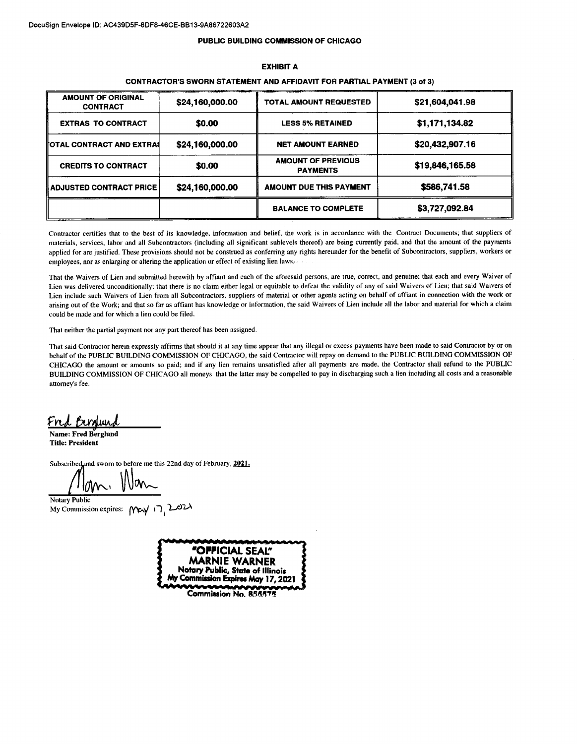DocuSign Envelope ID: AC439D5F-6DF8-46CE-BB13-9A86722603A2

**PUBLIC BUILDING COMMISSION OF CHICAGO**

**EXHIBIT A**

**CONTRACTOR'S SWORN STATEMENT AND AFFIDAVIT FOR PARTIAL PAYMENT (3 of 3)**

| | | | |
|---|---|---|---|
| **AMOUNT OF ORIGINAL CONTRACT** | **$24,160,000.00** | **TOTAL AMOUNT REQUESTED** | **$21,604,041.98** |
| **EXTRAS TO CONTRACT** | **$0.00** | **LESS 5% RETAINED** | **$1,171,134.82** |
| **TOTAL CONTRACT AND EXTRAS** | **$24,160,000.00** | **NET AMOUNT EARNED** | **$20,432,907.16** |
| **CREDITS TO CONTRACT** | **$0.00** | **AMOUNT OF PREVIOUS PAYMENTS** | **$19,846,165.58** |
| **ADJUSTED CONTRACT PRICE** | **$24,160,000.00** | **AMOUNT DUE THIS PAYMENT** | **$586,741.58** |
| | | **BALANCE TO COMPLETE** | **$3,727,092.84** |

Contractor certifies that to the best of its knowledge, information and belief, the work is in accordance with the Contract Documents; that suppliers of materials, services, labor and all Subcontractors (including all significant sublevels thereof) are being currently paid, and that the amount of the payments applied for are justified. These provisions should not be construed as conferring any rights hereunder for the benefit of Subcontractors, suppliers, workers or employees, nor as enlarging or altering the application or effect of existing lien laws.

That the Waivers of Lien and submitted herewith by affiant and each of the aforesaid persons, are true, correct, and genuine; that each and every Waiver of Lien was delivered unconditionally; that there is no claim either legal or equitable to defeat the validity of any of said Waivers of Lien; that said Waivers of Lien include such Waivers of Lien from all Subcontractors, suppliers of material or other agents acting on behalf of affiant in connection with the work or arising out of the Work; and that so far as affiant has knowledge or information, the said Waivers of Lien include all the labor and material for which a claim could be made and for which a lien could be filed.

That neither the partial payment nor any part thereof has been assigned.

That said Contractor herein expressly affirms that should it at any time appear that any illegal or excess payments have been made to said Contractor by or on behalf of the PUBLIC BUILDING COMMISSION OF CHICAGO, the said Contractor will repay on demand to the PUBLIC BUILDING COMMISSION OF CHICAGO the amount or amounts so paid; and if any lien remains unsatisfied after all payments are made, the Contractor shall refund to the PUBLIC BUILDING COMMISSION OF CHICAGO all moneys that the latter may be compelled to pay in discharging such a lien including all costs and a reasonable attorney's fee.

Fred Berglund

**Name: Fred Berglund**
**Title: President**

Subscribed and sworn to before me this 22nd day of February, **2021.**

Marn. Warn

Notary Public
My Commission expires: May 17, 2021

"OFFICIAL SEAL"
MARNIE WARNER
Notary Public, State of Illinois
My Commission Expires May 17, 2021
Commission No. 855575